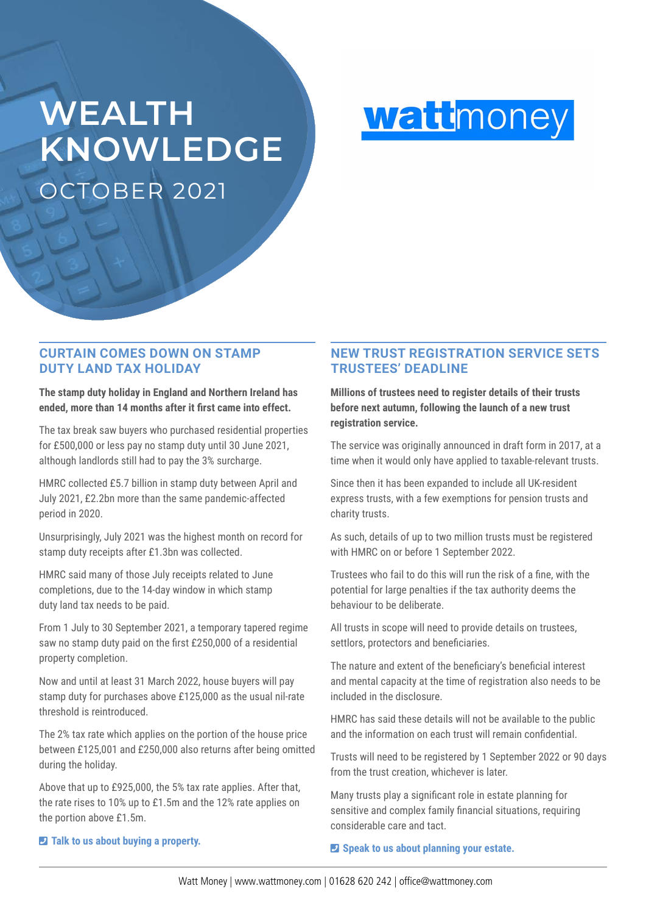# WEALTH KNOWLEDGE

OCTOBER 2021

wattmoney

## CURTAIN COMES DOWN ON STAMP DUTY LAND TAX HOLIDAY

**The stamp duty holiday in England and Northern Ireland has ended, more than 14 months after it first came into effect.**

The tax break saw buyers who purchased residential properties for £500,000 or less pay no stamp duty until 30 June 2021, although landlords still had to pay the 3% surcharge.

HMRC collected £5.7 billion in stamp duty between April and July 2021, £2.2bn more than the same pandemic-affected period in 2020.

Unsurprisingly, July 2021 was the highest month on record for stamp duty receipts after £1.3bn was collected.

HMRC said many of those July receipts related to June completions, due to the 14-day window in which stamp duty land tax needs to be paid.

From 1 July to 30 September 2021, a temporary tapered regime saw no stamp duty paid on the first £250,000 of a residential property completion.

Now and until at least 31 March 2022, house buyers will pay stamp duty for purchases above £125,000 as the usual nil-rate threshold is reintroduced.

The 2% tax rate which applies on the portion of the house price between £125,001 and £250,000 also returns after being omitted during the holiday.

Above that up to £925,000, the 5% tax rate applies. After that, the rate rises to 10% up to £1.5m and the 12% rate applies on the portion above £1.5m.

**Talk to us about buying a property.**

## NEW TRUST REGISTRATION SERVICE SETS TRUSTEES' DEADLINE

**Millions of trustees need to register details of their trusts before next autumn, following the launch of a new trust registration service.**

The service was originally announced in draft form in 2017, at a time when it would only have applied to taxable-relevant trusts.

Since then it has been expanded to include all UK-resident express trusts, with a few exemptions for pension trusts and charity trusts.

As such, details of up to two million trusts must be registered with HMRC on or before 1 September 2022.

Trustees who fail to do this will run the risk of a fine, with the potential for large penalties if the tax authority deems the behaviour to be deliberate.

All trusts in scope will need to provide details on trustees, settlors, protectors and beneficiaries.

The nature and extent of the beneficiary's beneficial interest and mental capacity at the time of registration also needs to be included in the disclosure.

HMRC has said these details will not be available to the public and the information on each trust will remain confidential.

Trusts will need to be registered by 1 September 2022 or 90 days from the trust creation, whichever is later.

Many trusts play a significant role in estate planning for sensitive and complex family financial situations, requiring considerable care and tact.

**Speak to us about planning your estate.**

Watt Money | www.wattmoney.com | 01628 620 242 | office@wattmoney.com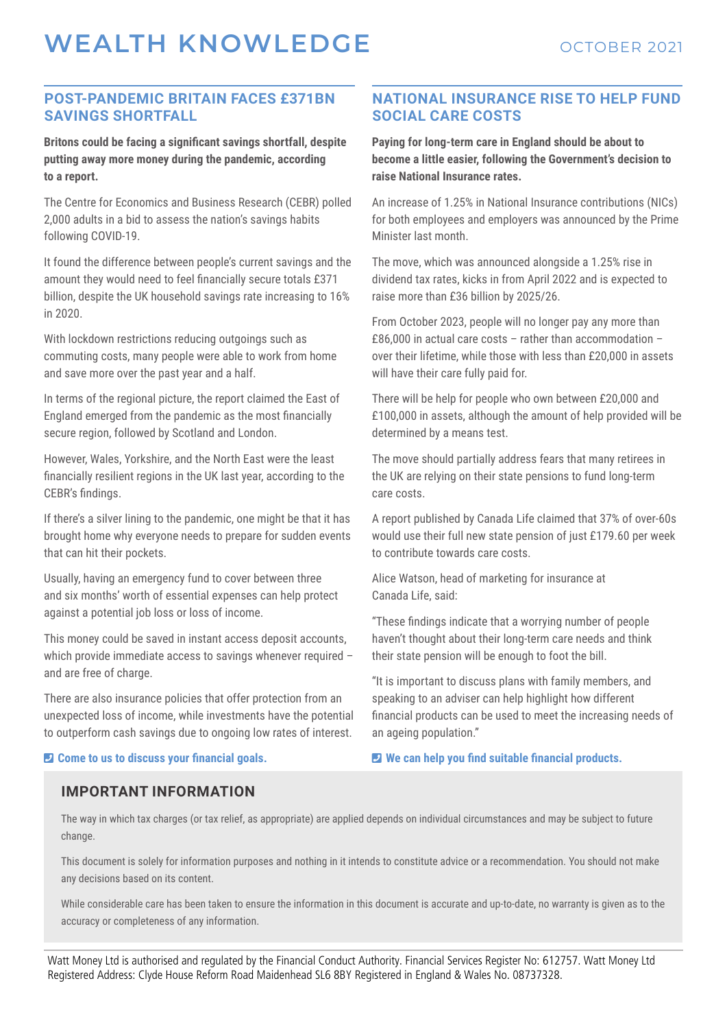# WEALTH KNOWLEDGE

OCTOBER 2021

## POST-PANDEMIC BRITAIN FACES £371BN SAVINGS SHORTFALL

**Britons could be facing a significant savings shortfall, despite putting away more money during the pandemic, according to a report.**

The Centre for Economics and Business Research (CEBR) polled 2,000 adults in a bid to assess the nation's savings habits following COVID-19.

It found the difference between people's current savings and the amount they would need to feel financially secure totals £371 billion, despite the UK household savings rate increasing to 16% in 2020.

With lockdown restrictions reducing outgoings such as commuting costs, many people were able to work from home and save more over the past year and a half.

In terms of the regional picture, the report claimed the East of England emerged from the pandemic as the most financially secure region, followed by Scotland and London.

However, Wales, Yorkshire, and the North East were the least financially resilient regions in the UK last year, according to the CEBR's findings.

If there's a silver lining to the pandemic, one might be that it has brought home why everyone needs to prepare for sudden events that can hit their pockets.

Usually, having an emergency fund to cover between three and six months' worth of essential expenses can help protect against a potential job loss or loss of income.

This money could be saved in instant access deposit accounts, which provide immediate access to savings whenever required – and are free of charge.

There are also insurance policies that offer protection from an unexpected loss of income, while investments have the potential to outperform cash savings due to ongoing low rates of interest.

**Come to us to discuss your financial goals.**

## NATIONAL INSURANCE RISE TO HELP FUND SOCIAL CARE COSTS

**Paying for long-term care in England should be about to become a little easier, following the Government's decision to raise National Insurance rates.**

An increase of 1.25% in National Insurance contributions (NICs) for both employees and employers was announced by the Prime Minister last month.

The move, which was announced alongside a 1.25% rise in dividend tax rates, kicks in from April 2022 and is expected to raise more than £36 billion by 2025/26.

From October 2023, people will no longer pay any more than £86,000 in actual care costs – rather than accommodation – over their lifetime, while those with less than £20,000 in assets will have their care fully paid for.

There will be help for people who own between £20,000 and £100,000 in assets, although the amount of help provided will be determined by a means test.

The move should partially address fears that many retirees in the UK are relying on their state pensions to fund long-term care costs.

A report published by Canada Life claimed that 37% of over-60s would use their full new state pension of just £179.60 per week to contribute towards care costs.

Alice Watson, head of marketing for insurance at Canada Life, said:

"These findings indicate that a worrying number of people haven't thought about their long-term care needs and think their state pension will be enough to foot the bill.

"It is important to discuss plans with family members, and speaking to an adviser can help highlight how different financial products can be used to meet the increasing needs of an ageing population."

**We can help you find suitable financial products.**

## IMPORTANT INFORMATION

The way in which tax charges (or tax relief, as appropriate) are applied depends on individual circumstances and may be subject to future change.

This document is solely for information purposes and nothing in it intends to constitute advice or a recommendation. You should not make any decisions based on its content.

While considerable care has been taken to ensure the information in this document is accurate and up-to-date, no warranty is given as to the accuracy or completeness of any information.

Watt Money Ltd is authorised and regulated by the Financial Conduct Authority. Financial Services Register No: 612757. Watt Money Ltd Registered Address: Clyde House Reform Road Maidenhead SL6 8BY Registered in England & Wales No. 08737328.